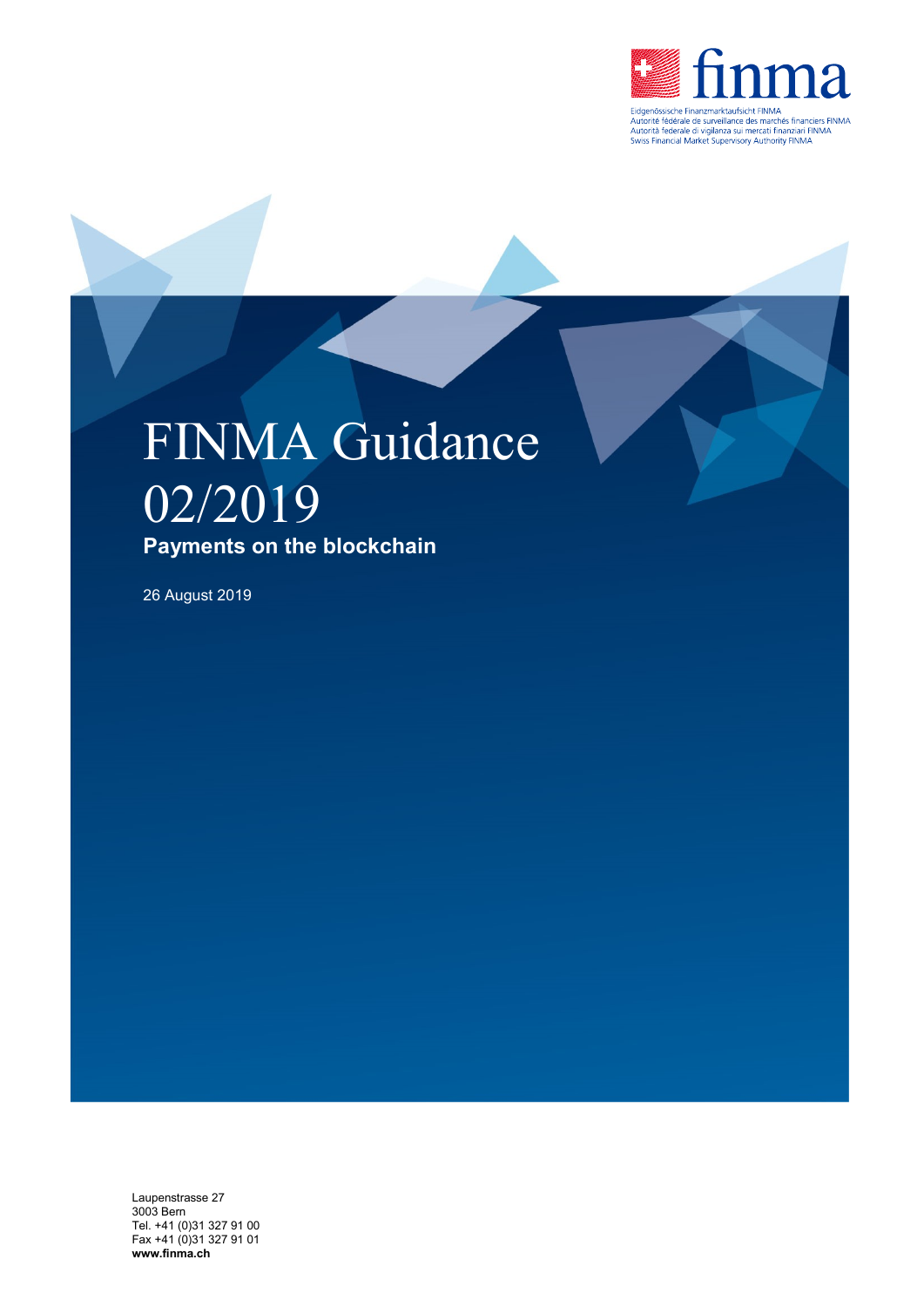Eidgenössische Finanzmarktaufsicht FINMA
Autorité fédérale de surveillance des marchés financiers FINMA
Autorità federale di vigilanza sui mercati finanziari FINMA
Swiss Financial Market Supervisory Authority FINMA

# FINMA Guidance 02/2019

**Payments on the blockchain**

26 August 2019

Laupenstrasse 27
3003 Bern
Tel. +41 (0)31 327 91 00
Fax +41 (0)31 327 91 01
**www.finma.ch**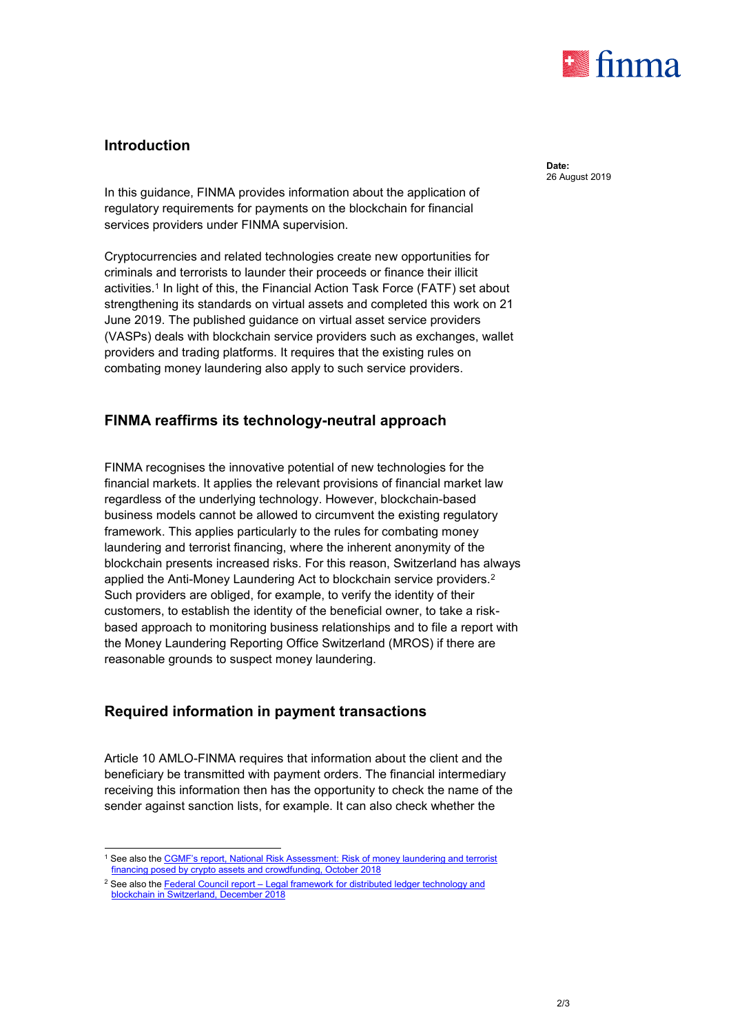## Introduction

**Date:**
26 August 2019

In this guidance, FINMA provides information about the application of regulatory requirements for payments on the blockchain for financial services providers under FINMA supervision.

Cryptocurrencies and related technologies create new opportunities for criminals and terrorists to launder their proceeds or finance their illicit activities.[1] In light of this, the Financial Action Task Force (FATF) set about strengthening its standards on virtual assets and completed this work on 21 June 2019. The published guidance on virtual asset service providers (VASPs) deals with blockchain service providers such as exchanges, wallet providers and trading platforms. It requires that the existing rules on combating money laundering also apply to such service providers.

## FINMA reaffirms its technology-neutral approach

FINMA recognises the innovative potential of new technologies for the financial markets. It applies the relevant provisions of financial market law regardless of the underlying technology. However, blockchain-based business models cannot be allowed to circumvent the existing regulatory framework. This applies particularly to the rules for combating money laundering and terrorist financing, where the inherent anonymity of the blockchain presents increased risks. For this reason, Switzerland has always applied the Anti-Money Laundering Act to blockchain service providers.[2] Such providers are obliged, for example, to verify the identity of their customers, to establish the identity of the beneficial owner, to take a risk-based approach to monitoring business relationships and to file a report with the Money Laundering Reporting Office Switzerland (MROS) if there are reasonable grounds to suspect money laundering.

## Required information in payment transactions

Article 10 AMLO-FINMA requires that information about the client and the beneficiary be transmitted with payment orders. The financial intermediary receiving this information then has the opportunity to check the name of the sender against sanction lists, for example. It can also check whether the

[1] See also the CGMF's report, National Risk Assessment: Risk of money laundering and terrorist financing posed by crypto assets and crowdfunding, October 2018

[2] See also the Federal Council report – Legal framework for distributed ledger technology and blockchain in Switzerland, December 2018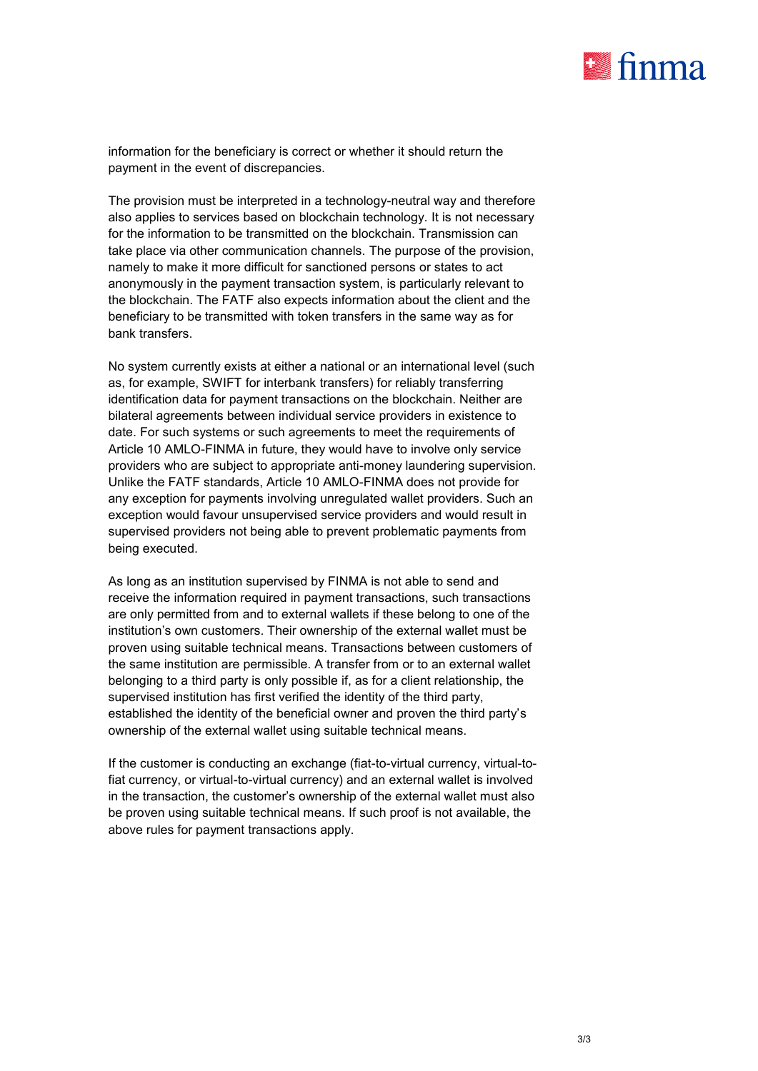information for the beneficiary is correct or whether it should return the payment in the event of discrepancies.

The provision must be interpreted in a technology-neutral way and therefore also applies to services based on blockchain technology. It is not necessary for the information to be transmitted on the blockchain. Transmission can take place via other communication channels. The purpose of the provision, namely to make it more difficult for sanctioned persons or states to act anonymously in the payment transaction system, is particularly relevant to the blockchain. The FATF also expects information about the client and the beneficiary to be transmitted with token transfers in the same way as for bank transfers.

No system currently exists at either a national or an international level (such as, for example, SWIFT for interbank transfers) for reliably transferring identification data for payment transactions on the blockchain. Neither are bilateral agreements between individual service providers in existence to date. For such systems or such agreements to meet the requirements of Article 10 AMLO-FINMA in future, they would have to involve only service providers who are subject to appropriate anti-money laundering supervision. Unlike the FATF standards, Article 10 AMLO-FINMA does not provide for any exception for payments involving unregulated wallet providers. Such an exception would favour unsupervised service providers and would result in supervised providers not being able to prevent problematic payments from being executed.

As long as an institution supervised by FINMA is not able to send and receive the information required in payment transactions, such transactions are only permitted from and to external wallets if these belong to one of the institution's own customers. Their ownership of the external wallet must be proven using suitable technical means. Transactions between customers of the same institution are permissible. A transfer from or to an external wallet belonging to a third party is only possible if, as for a client relationship, the supervised institution has first verified the identity of the third party, established the identity of the beneficial owner and proven the third party's ownership of the external wallet using suitable technical means.

If the customer is conducting an exchange (fiat-to-virtual currency, virtual-to-fiat currency, or virtual-to-virtual currency) and an external wallet is involved in the transaction, the customer's ownership of the external wallet must also be proven using suitable technical means. If such proof is not available, the above rules for payment transactions apply.